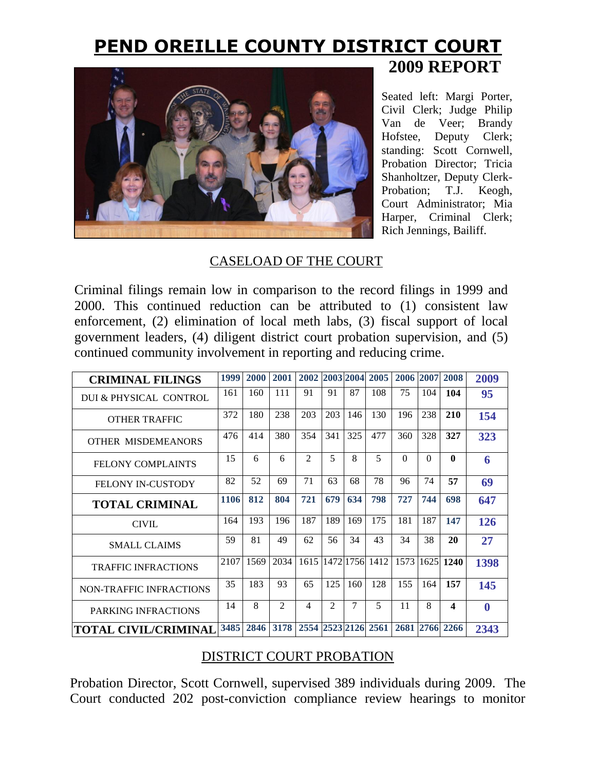# PEND OREILLE COUNTY DISTRICT COURT

## 2009 REPORT

Seated left: Margi Porter, Civil Clerk; Judge Philip Van de Veer; Brandy Hofstee, Deputy Clerk; standing: Scott Cornwell, Probation Director; Tricia Shanholtzer, Deputy Clerk-Probation; T.J. Keogh, Court Administrator; Mia Harper, Criminal Clerk; Rich Jennings, Bailiff.

## CASELOAD OF THE COURT

Criminal filings remain low in comparison to the record filings in 1999 and 2000. This continued reduction can be attributed to (1) consistent law enforcement, (2) elimination of local meth labs, (3) fiscal support of local government leaders, (4) diligent district court probation supervision, and (5) continued community involvement in reporting and reducing crime.

| CRIMINAL FILINGS | 1999 | 2000 | 2001 | 2002 | 2003 | 2004 | 2005 | 2006 | 2007 | 2008 | 2009 |
|---|---|---|---|---|---|---|---|---|---|---|---|
| DUI & PHYSICAL CONTROL | 161 | 160 | 111 | 91 | 91 | 87 | 108 | 75 | 104 | **104** | **95** |
| OTHER TRAFFIC | 372 | 180 | 238 | 203 | 203 | 146 | 130 | 196 | 238 | **210** | **154** |
| OTHER MISDEMEANORS | 476 | 414 | 380 | 354 | 341 | 325 | 477 | 360 | 328 | **327** | **323** |
| FELONY COMPLAINTS | 15 | 6 | 6 | 2 | 5 | 8 | 5 | 0 | 0 | **0** | **6** |
| FELONY IN-CUSTODY | 82 | 52 | 69 | 71 | 63 | 68 | 78 | 96 | 74 | **57** | **69** |
| **TOTAL CRIMINAL** | **1106** | **812** | **804** | **721** | **679** | **634** | **798** | **727** | **744** | **698** | **647** |
| CIVIL | 164 | 193 | 196 | 187 | 189 | 169 | 175 | 181 | 187 | **147** | **126** |
| SMALL CLAIMS | 59 | 81 | 49 | 62 | 56 | 34 | 43 | 34 | 38 | **20** | **27** |
| TRAFFIC INFRACTIONS | 2107 | 1569 | 2034 | 1615 | 1472 | 1756 | 1412 | 1573 | 1625 | **1240** | **1398** |
| NON-TRAFFIC INFRACTIONS | 35 | 183 | 93 | 65 | 125 | 160 | 128 | 155 | 164 | **157** | **145** |
| PARKING INFRACTIONS | 14 | 8 | 2 | 4 | 2 | 7 | 5 | 11 | 8 | **4** | **0** |
| **TOTAL CIVIL/CRIMINAL** | **3485** | **2846** | **3178** | **2554** | **2523** | **2126** | **2561** | **2681** | **2766** | **2266** | **2343** |

## DISTRICT COURT PROBATION

Probation Director, Scott Cornwell, supervised 389 individuals during 2009. The Court conducted 202 post-conviction compliance review hearings to monitor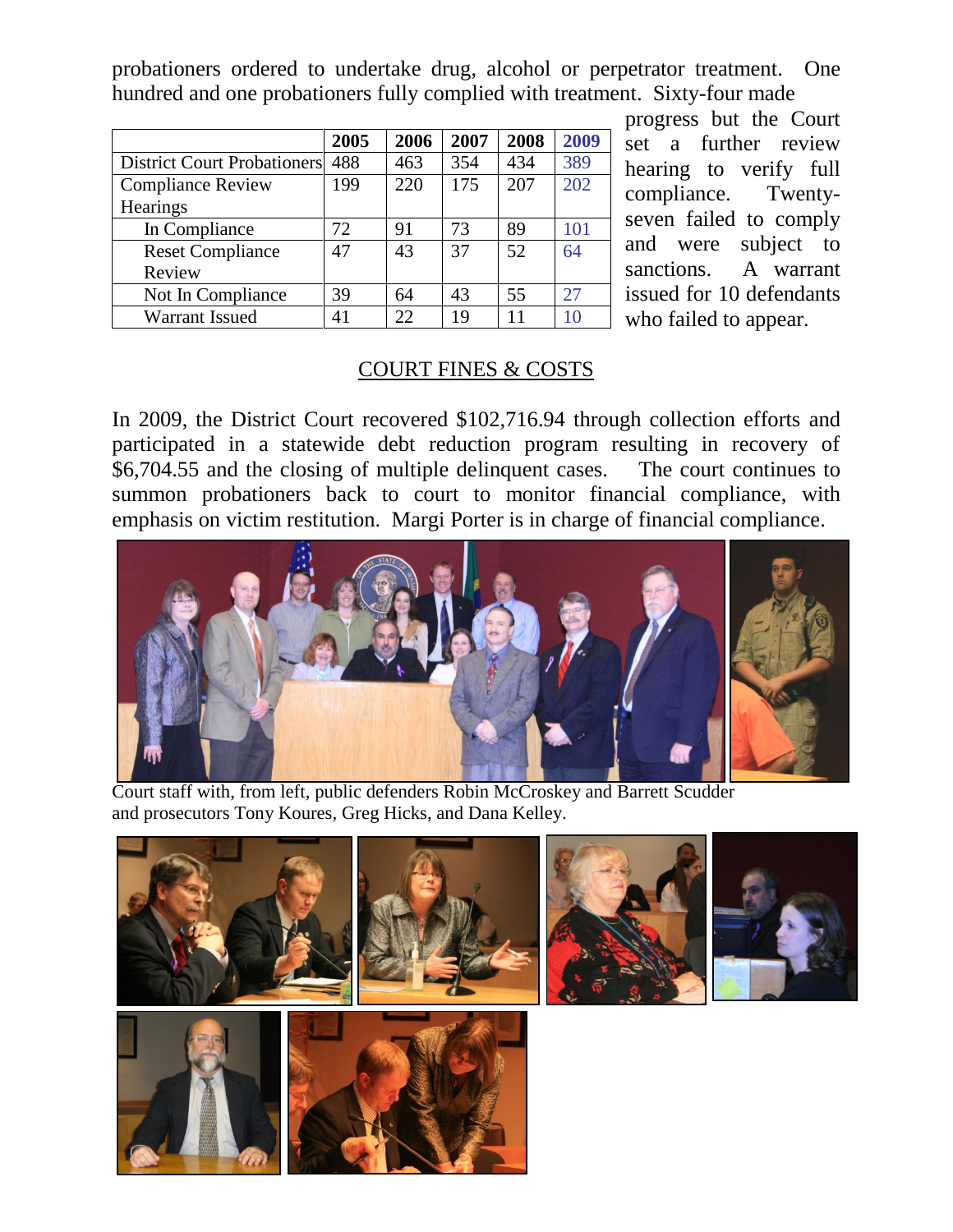probationers ordered to undertake drug, alcohol or perpetrator treatment. One hundred and one probationers fully complied with treatment. Sixty-four made progress but the Court set a further review hearing to verify full compliance. Twenty-seven failed to comply and were subject to sanctions. A warrant issued for 10 defendants who failed to appear.

| | 2005 | 2006 | 2007 | 2008 | 2009 |
|---|---|---|---|---|---|
| District Court Probationers | 488 | 463 | 354 | 434 | 389 |
| Compliance Review Hearings | 199 | 220 | 175 | 207 | 202 |
| In Compliance | 72 | 91 | 73 | 89 | 101 |
| Reset Compliance Review | 47 | 43 | 37 | 52 | 64 |
| Not In Compliance | 39 | 64 | 43 | 55 | 27 |
| Warrant Issued | 41 | 22 | 19 | 11 | 10 |

## COURT FINES & COSTS

In 2009, the District Court recovered $102,716.94 through collection efforts and participated in a statewide debt reduction program resulting in recovery of $6,704.55 and the closing of multiple delinquent cases. The court continues to summon probationers back to court to monitor financial compliance, with emphasis on victim restitution. Margi Porter is in charge of financial compliance.

Court staff with, from left, public defenders Robin McCroskey and Barrett Scudder and prosecutors Tony Koures, Greg Hicks, and Dana Kelley.